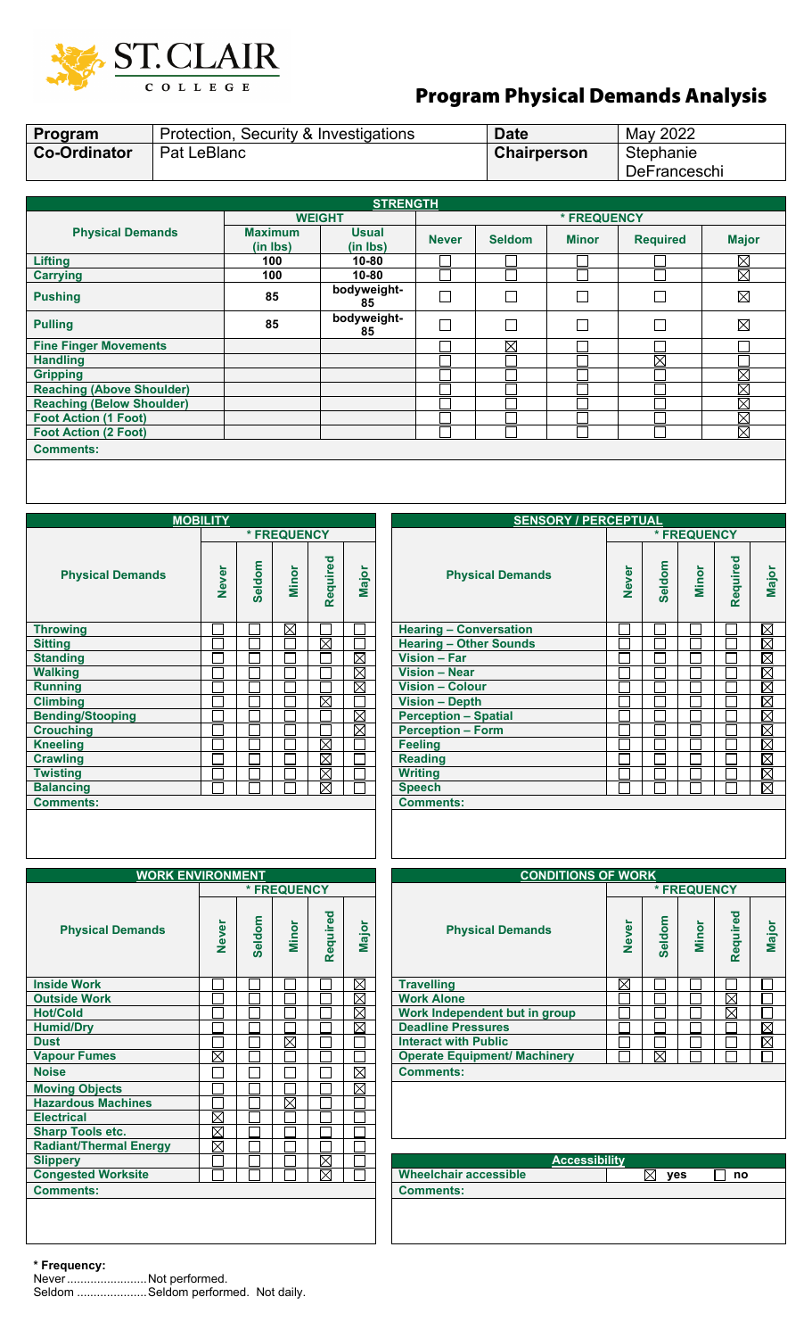ST. CLAIR COLLEGE

# Program Physical Demands Analysis

| Program | Protection, Security & Investigations | Date | May 2022 |
|---|---|---|---|
| Co-Ordinator | Pat LeBlanc | Chairperson | Stephanie DeFranceschi |

## STRENGTH

| Physical Demands | WEIGHT | | * FREQUENCY | | | | |
|---|---|---|---|---|---|---|---|
| | Maximum (in lbs) | Usual (in lbs) | Never | Seldom | Minor | Required | Major |
| Lifting | 100 | 10-80 | ☐ | ☐ | ☐ | ☐ | ☒ |
| Carrying | 100 | 10-80 | ☐ | ☐ | ☐ | ☐ | ☒ |
| Pushing | 85 | bodyweight-85 | ☐ | ☐ | ☐ | ☐ | ☒ |
| Pulling | 85 | bodyweight-85 | ☐ | ☐ | ☐ | ☐ | ☒ |
| Fine Finger Movements | | | ☐ | ☒ | ☐ | ☐ | ☐ |
| Handling | | | ☐ | ☐ | ☐ | ☒ | ☐ |
| Gripping | | | ☐ | ☐ | ☐ | ☐ | ☒ |
| Reaching (Above Shoulder) | | | ☐ | ☐ | ☐ | ☐ | ☒ |
| Reaching (Below Shoulder) | | | ☐ | ☐ | ☐ | ☐ | ☒ |
| Foot Action (1 Foot) | | | ☐ | ☐ | ☐ | ☐ | ☒ |
| Foot Action (2 Foot) | | | ☐ | ☐ | ☐ | ☐ | ☒ |

**Comments:**

## MOBILITY

| Physical Demands | Never | Seldom | Minor | Required | Major |
|---|---|---|---|---|---|
| Throwing | ☐ | ☐ | ☒ | ☐ | ☐ |
| Sitting | ☐ | ☐ | ☐ | ☒ | ☐ |
| Standing | ☐ | ☐ | ☐ | ☐ | ☒ |
| Walking | ☐ | ☐ | ☐ | ☐ | ☒ |
| Running | ☐ | ☐ | ☐ | ☐ | ☒ |
| Climbing | ☐ | ☐ | ☐ | ☒ | ☐ |
| Bending/Stooping | ☐ | ☐ | ☐ | ☐ | ☒ |
| Crouching | ☐ | ☐ | ☐ | ☐ | ☒ |
| Kneeling | ☐ | ☐ | ☐ | ☒ | ☐ |
| Crawling | ☐ | ☐ | ☐ | ☒ | ☐ |
| Twisting | ☐ | ☐ | ☐ | ☒ | ☐ |
| Balancing | ☐ | ☐ | ☐ | ☒ | ☐ |

**Comments:**

## SENSORY / PERCEPTUAL

| Physical Demands | Never | Seldom | Minor | Required | Major |
|---|---|---|---|---|---|
| Hearing – Conversation | ☐ | ☐ | ☐ | ☐ | ☒ |
| Hearing – Other Sounds | ☐ | ☐ | ☐ | ☐ | ☒ |
| Vision – Far | ☐ | ☐ | ☐ | ☐ | ☒ |
| Vision – Near | ☐ | ☐ | ☐ | ☐ | ☒ |
| Vision – Colour | ☐ | ☐ | ☐ | ☐ | ☒ |
| Vision – Depth | ☐ | ☐ | ☐ | ☐ | ☒ |
| Perception – Spatial | ☐ | ☐ | ☐ | ☐ | ☒ |
| Perception – Form | ☐ | ☐ | ☐ | ☐ | ☒ |
| Feeling | ☐ | ☐ | ☐ | ☐ | ☒ |
| Reading | ☐ | ☐ | ☐ | ☐ | ☒ |
| Writing | ☐ | ☐ | ☐ | ☐ | ☒ |
| Speech | ☐ | ☐ | ☐ | ☐ | ☒ |

**Comments:**

## WORK ENVIRONMENT

| Physical Demands | Never | Seldom | Minor | Required | Major |
|---|---|---|---|---|---|
| Inside Work | ☐ | ☐ | ☐ | ☐ | ☒ |
| Outside Work | ☐ | ☐ | ☐ | ☐ | ☒ |
| Hot/Cold | ☐ | ☐ | ☐ | ☐ | ☒ |
| Humid/Dry | ☐ | ☐ | ☐ | ☐ | ☒ |
| Dust | ☐ | ☐ | ☒ | ☐ | ☐ |
| Vapour Fumes | ☒ | ☐ | ☐ | ☐ | ☐ |
| Noise | ☐ | ☐ | ☐ | ☐ | ☒ |
| Moving Objects | ☐ | ☐ | ☐ | ☐ | ☒ |
| Hazardous Machines | ☐ | ☐ | ☒ | ☐ | ☐ |
| Electrical | ☒ | ☐ | ☐ | ☐ | ☐ |
| Sharp Tools etc. | ☒ | ☐ | ☐ | ☐ | ☐ |
| Radiant/Thermal Energy | ☒ | ☐ | ☐ | ☐ | ☐ |
| Slippery | ☐ | ☐ | ☐ | ☒ | ☐ |
| Congested Worksite | ☐ | ☐ | ☐ | ☒ | ☐ |

**Comments:**

## CONDITIONS OF WORK

| Physical Demands | Never | Seldom | Minor | Required | Major |
|---|---|---|---|---|---|
| Travelling | ☒ | ☐ | ☐ | ☐ | ☐ |
| Work Alone | ☐ | ☐ | ☐ | ☒ | ☐ |
| Work Independent but in group | ☐ | ☐ | ☐ | ☒ | ☐ |
| Deadline Pressures | ☐ | ☐ | ☐ | ☐ | ☒ |
| Interact with Public | ☐ | ☐ | ☐ | ☐ | ☒ |
| Operate Equipment/ Machinery | ☐ | ☒ | ☐ | ☐ | ☐ |

**Comments:**

## Accessibility

| Wheelchair accessible | ☒ yes | ☐ no |
|---|---|---|

**Comments:**

**\* Frequency:**

Never........................Not performed.

Seldom .....................Seldom performed. Not daily.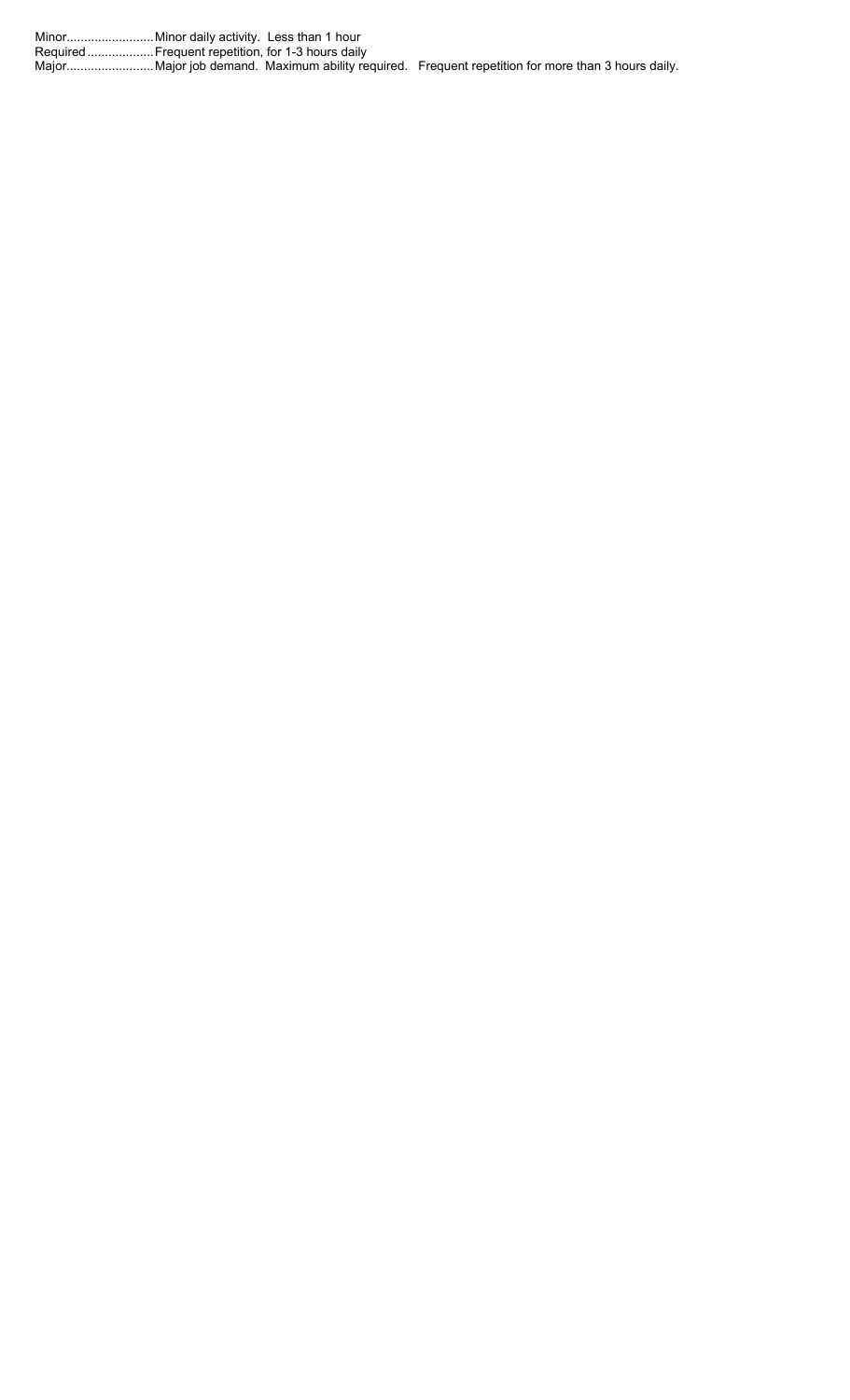Minor.........................Minor daily activity. Less than 1 hour
Required...................Frequent repetition, for 1-3 hours daily
Major.........................Major job demand. Maximum ability required. Frequent repetition for more than 3 hours daily.